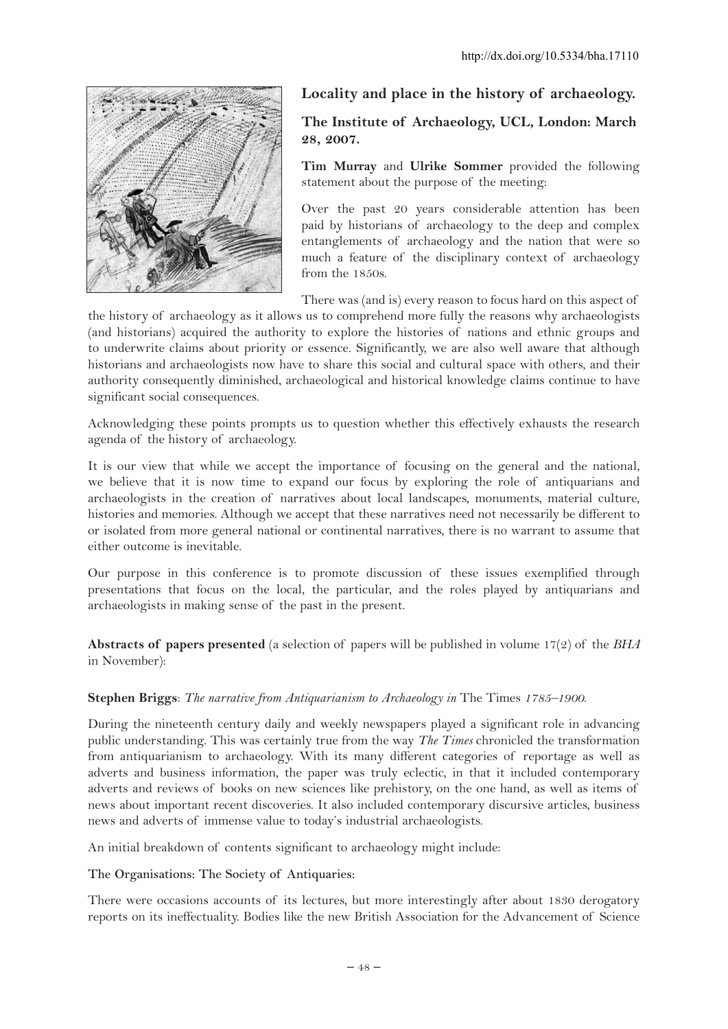http://dx.doi.org/10.5334/bha.17110

## Locality and place in the history of archaeology.

### The Institute of Archaeology, UCL, London: March 28, 2007.

**Tim Murray** and **Ulrike Sommer** provided the following statement about the purpose of the meeting:

Over the past 20 years considerable attention has been paid by historians of archaeology to the deep and complex entanglements of archaeology and the nation that were so much a feature of the disciplinary context of archaeology from the 1850s.

There was (and is) every reason to focus hard on this aspect of the history of archaeology as it allows us to comprehend more fully the reasons why archaeologists (and historians) acquired the authority to explore the histories of nations and ethnic groups and to underwrite claims about priority or essence. Significantly, we are also well aware that although historians and archaeologists now have to share this social and cultural space with others, and their authority consequently diminished, archaeological and historical knowledge claims continue to have significant social consequences.

Acknowledging these points prompts us to question whether this effectively exhausts the research agenda of the history of archaeology.

It is our view that while we accept the importance of focusing on the general and the national, we believe that it is now time to expand our focus by exploring the role of antiquarians and archaeologists in the creation of narratives about local landscapes, monuments, material culture, histories and memories. Although we accept that these narratives need not necessarily be different to or isolated from more general national or continental narratives, there is no warrant to assume that either outcome is inevitable.

Our purpose in this conference is to promote discussion of these issues exemplified through presentations that focus on the local, the particular, and the roles played by antiquarians and archaeologists in making sense of the past in the present.

**Abstracts of papers presented** (a selection of papers will be published in volume 17(2) of the *BHA* in November):

**Stephen Briggs**: *The narrative from Antiquarianism to Archaeology in* The Times *1785–1900.*

During the nineteenth century daily and weekly newspapers played a significant role in advancing public understanding. This was certainly true from the way *The Times* chronicled the transformation from antiquarianism to archaeology. With its many different categories of reportage as well as adverts and business information, the paper was truly eclectic, in that it included contemporary adverts and reviews of books on new sciences like prehistory, on the one hand, as well as items of news about important recent discoveries. It also included contemporary discursive articles, business news and adverts of immense value to today's industrial archaeologists.

An initial breakdown of contents significant to archaeology might include:

The Organisations: The Society of Antiquaries:

There were occasions accounts of its lectures, but more interestingly after about 1830 derogatory reports on its ineffectuality. Bodies like the new British Association for the Advancement of Science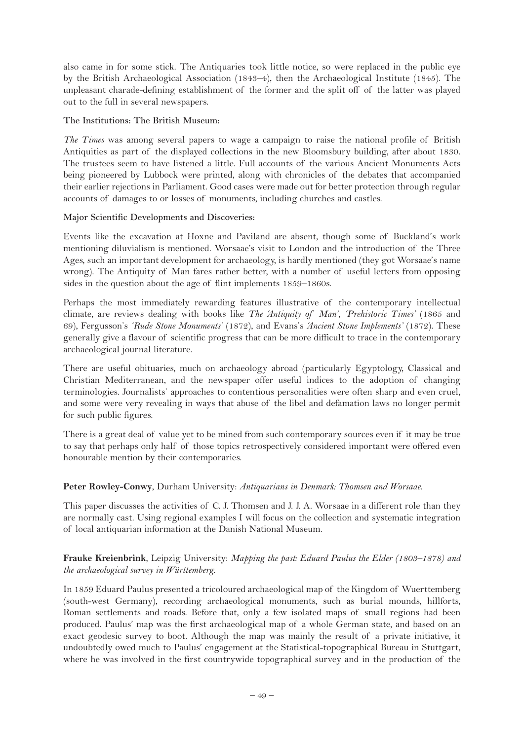also came in for some stick. The Antiquaries took little notice, so were replaced in the public eye by the British Archaeological Association (1843–4), then the Archaeological Institute (1845). The unpleasant charade-defining establishment of the former and the split off of the latter was played out to the full in several newspapers.

**The Institutions: The British Museum:**

*The Times* was among several papers to wage a campaign to raise the national profile of British Antiquities as part of the displayed collections in the new Bloomsbury building, after about 1830. The trustees seem to have listened a little. Full accounts of the various Ancient Monuments Acts being pioneered by Lubbock were printed, along with chronicles of the debates that accompanied their earlier rejections in Parliament. Good cases were made out for better protection through regular accounts of damages to or losses of monuments, including churches and castles.

**Major Scientific Developments and Discoveries:**

Events like the excavation at Hoxne and Paviland are absent, though some of Buckland's work mentioning diluvialism is mentioned. Worsaae's visit to London and the introduction of the Three Ages, such an important development for archaeology, is hardly mentioned (they got Worsaae's name wrong). The Antiquity of Man fares rather better, with a number of useful letters from opposing sides in the question about the age of flint implements 1859–1860s.

Perhaps the most immediately rewarding features illustrative of the contemporary intellectual climate, are reviews dealing with books like *The Antiquity of Man*', *'Prehistoric Times'* (1865 and 69), Fergusson's *'Rude Stone Monuments'* (1872), and Evans's *'Ancient Stone Implements'* (1872). These generally give a flavour of scientific progress that can be more difficult to trace in the contemporary archaeological journal literature.

There are useful obituaries, much on archaeology abroad (particularly Egyptology, Classical and Christian Mediterranean, and the newspaper offer useful indices to the adoption of changing terminologies. Journalists' approaches to contentious personalities were often sharp and even cruel, and some were very revealing in ways that abuse of the libel and defamation laws no longer permit for such public figures.

There is a great deal of value yet to be mined from such contemporary sources even if it may be true to say that perhaps only half of those topics retrospectively considered important were offered even honourable mention by their contemporaries.

**Peter Rowley-Conwy**, Durham University: *Antiquarians in Denmark: Thomsen and Worsaae.*

This paper discusses the activities of C. J. Thomsen and J. J. A. Worsaae in a different role than they are normally cast. Using regional examples I will focus on the collection and systematic integration of local antiquarian information at the Danish National Museum.

**Frauke Kreienbrink**, Leipzig University: *Mapping the past: Eduard Paulus the Elder (1803–1878) and the archaeological survey in Württemberg.*

In 1859 Eduard Paulus presented a tricoloured archaeological map of the Kingdom of Wuerttemberg (south-west Germany), recording archaeological monuments, such as burial mounds, hillforts, Roman settlements and roads. Before that, only a few isolated maps of small regions had been produced. Paulus' map was the first archaeological map of a whole German state, and based on an exact geodesic survey to boot. Although the map was mainly the result of a private initiative, it undoubtedly owed much to Paulus' engagement at the Statistical-topographical Bureau in Stuttgart, where he was involved in the first countrywide topographical survey and in the production of the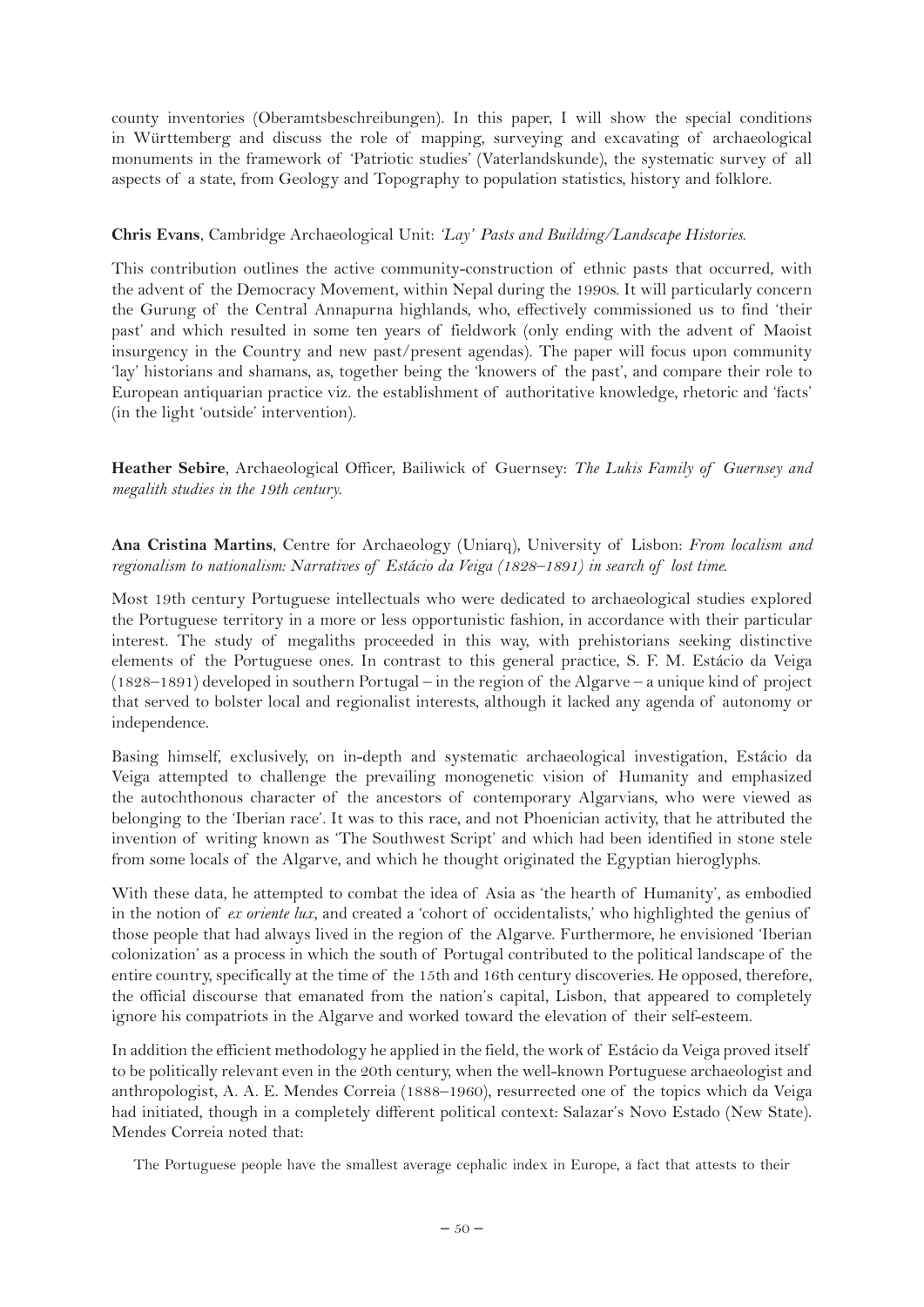county inventories (Oberamtsbeschreibungen). In this paper, I will show the special conditions in Württemberg and discuss the role of mapping, surveying and excavating of archaeological monuments in the framework of 'Patriotic studies' (Vaterlandskunde), the systematic survey of all aspects of a state, from Geology and Topography to population statistics, history and folklore.

**Chris Evans**, Cambridge Archaeological Unit: *'Lay' Pasts and Building/Landscape Histories.*

This contribution outlines the active community-construction of ethnic pasts that occurred, with the advent of the Democracy Movement, within Nepal during the 1990s. It will particularly concern the Gurung of the Central Annapurna highlands, who, effectively commissioned us to find 'their past' and which resulted in some ten years of fieldwork (only ending with the advent of Maoist insurgency in the Country and new past/present agendas). The paper will focus upon community 'lay' historians and shamans, as, together being the 'knowers of the past', and compare their role to European antiquarian practice viz. the establishment of authoritative knowledge, rhetoric and 'facts' (in the light 'outside' intervention).

**Heather Sebire**, Archaeological Officer, Bailiwick of Guernsey: *The Lukis Family of Guernsey and megalith studies in the 19th century.*

**Ana Cristina Martins**, Centre for Archaeology (Uniarq), University of Lisbon: *From localism and regionalism to nationalism: Narratives of Estácio da Veiga (1828–1891) in search of lost time.*

Most 19th century Portuguese intellectuals who were dedicated to archaeological studies explored the Portuguese territory in a more or less opportunistic fashion, in accordance with their particular interest. The study of megaliths proceeded in this way, with prehistorians seeking distinctive elements of the Portuguese ones. In contrast to this general practice, S. F. M. Estácio da Veiga (1828–1891) developed in southern Portugal – in the region of the Algarve – a unique kind of project that served to bolster local and regionalist interests, although it lacked any agenda of autonomy or independence.

Basing himself, exclusively, on in-depth and systematic archaeological investigation, Estácio da Veiga attempted to challenge the prevailing monogenetic vision of Humanity and emphasized the autochthonous character of the ancestors of contemporary Algarvians, who were viewed as belonging to the 'Iberian race'. It was to this race, and not Phoenician activity, that he attributed the invention of writing known as 'The Southwest Script' and which had been identified in stone stele from some locals of the Algarve, and which he thought originated the Egyptian hieroglyphs.

With these data, he attempted to combat the idea of Asia as 'the hearth of Humanity', as embodied in the notion of *ex oriente lux*, and created a 'cohort of occidentalists,' who highlighted the genius of those people that had always lived in the region of the Algarve. Furthermore, he envisioned 'Iberian colonization' as a process in which the south of Portugal contributed to the political landscape of the entire country, specifically at the time of the 15th and 16th century discoveries. He opposed, therefore, the official discourse that emanated from the nation's capital, Lisbon, that appeared to completely ignore his compatriots in the Algarve and worked toward the elevation of their self-esteem.

In addition the efficient methodology he applied in the field, the work of Estácio da Veiga proved itself to be politically relevant even in the 20th century, when the well-known Portuguese archaeologist and anthropologist, A. A. E. Mendes Correia (1888–1960), resurrected one of the topics which da Veiga had initiated, though in a completely different political context: Salazar's Novo Estado (New State). Mendes Correia noted that:

> The Portuguese people have the smallest average cephalic index in Europe, a fact that attests to their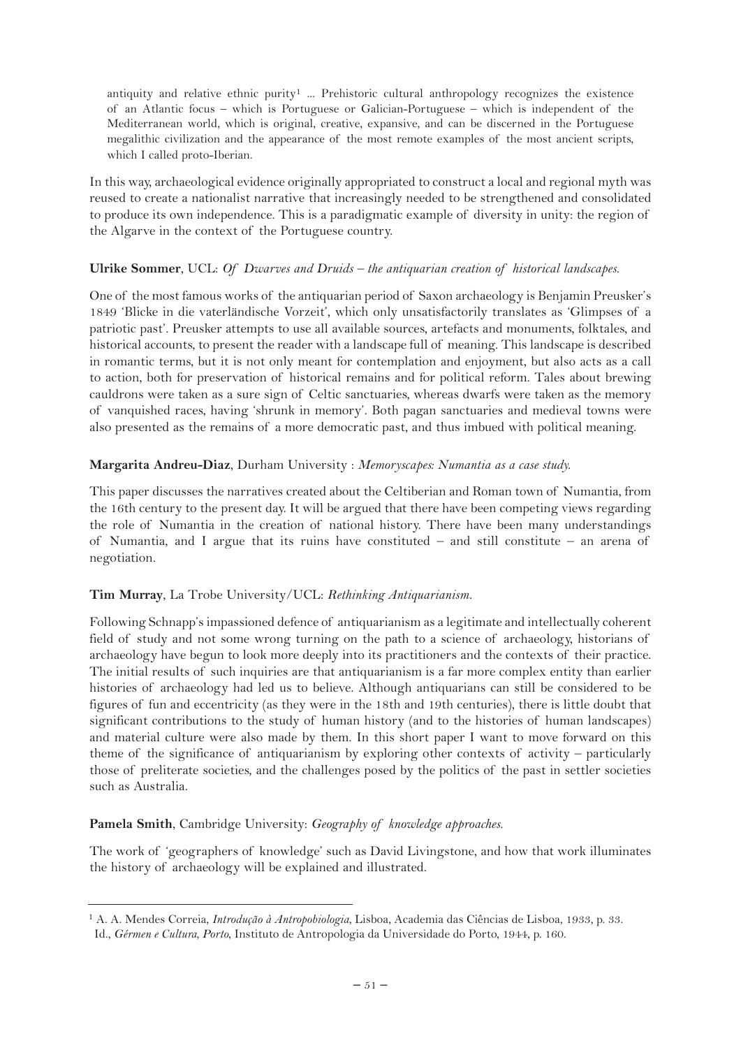antiquity and relative ethnic purity[1] ... Prehistoric cultural anthropology recognizes the existence of an Atlantic focus – which is Portuguese or Galician-Portuguese – which is independent of the Mediterranean world, which is original, creative, expansive, and can be discerned in the Portuguese megalithic civilization and the appearance of the most remote examples of the most ancient scripts, which I called proto-Iberian.

In this way, archaeological evidence originally appropriated to construct a local and regional myth was reused to create a nationalist narrative that increasingly needed to be strengthened and consolidated to produce its own independence. This is a paradigmatic example of diversity in unity: the region of the Algarve in the context of the Portuguese country.

**Ulrike Sommer**, UCL: *Of Dwarves and Druids – the antiquarian creation of historical landscapes.*

One of the most famous works of the antiquarian period of Saxon archaeology is Benjamin Preusker's 1849 'Blicke in die vaterländische Vorzeit', which only unsatisfactorily translates as 'Glimpses of a patriotic past'. Preusker attempts to use all available sources, artefacts and monuments, folktales, and historical accounts, to present the reader with a landscape full of meaning. This landscape is described in romantic terms, but it is not only meant for contemplation and enjoyment, but also acts as a call to action, both for preservation of historical remains and for political reform. Tales about brewing cauldrons were taken as a sure sign of Celtic sanctuaries, whereas dwarfs were taken as the memory of vanquished races, having 'shrunk in memory'. Both pagan sanctuaries and medieval towns were also presented as the remains of a more democratic past, and thus imbued with political meaning.

**Margarita Andreu-Diaz**, Durham University : *Memoryscapes: Numantia as a case study.*

This paper discusses the narratives created about the Celtiberian and Roman town of Numantia, from the 16th century to the present day. It will be argued that there have been competing views regarding the role of Numantia in the creation of national history. There have been many understandings of Numantia, and I argue that its ruins have constituted – and still constitute – an arena of negotiation.

**Tim Murray**, La Trobe University/UCL: *Rethinking Antiquarianism.*

Following Schnapp's impassioned defence of antiquarianism as a legitimate and intellectually coherent field of study and not some wrong turning on the path to a science of archaeology, historians of archaeology have begun to look more deeply into its practitioners and the contexts of their practice. The initial results of such inquiries are that antiquarianism is a far more complex entity than earlier histories of archaeology had led us to believe. Although antiquarians can still be considered to be figures of fun and eccentricity (as they were in the 18th and 19th centuries), there is little doubt that significant contributions to the study of human history (and to the histories of human landscapes) and material culture were also made by them. In this short paper I want to move forward on this theme of the significance of antiquarianism by exploring other contexts of activity – particularly those of preliterate societies, and the challenges posed by the politics of the past in settler societies such as Australia.

**Pamela Smith**, Cambridge University: *Geography of knowledge approaches.*

The work of 'geographers of knowledge' such as David Livingstone, and how that work illuminates the history of archaeology will be explained and illustrated.

---

[1] A. A. Mendes Correia, *Introdução à Antropobiologia*, Lisboa, Academia das Ciências de Lisboa, 1933, p. 33. Id., *Gérmen e Cultura, Porto*, Instituto de Antropologia da Universidade do Porto, 1944, p. 160.